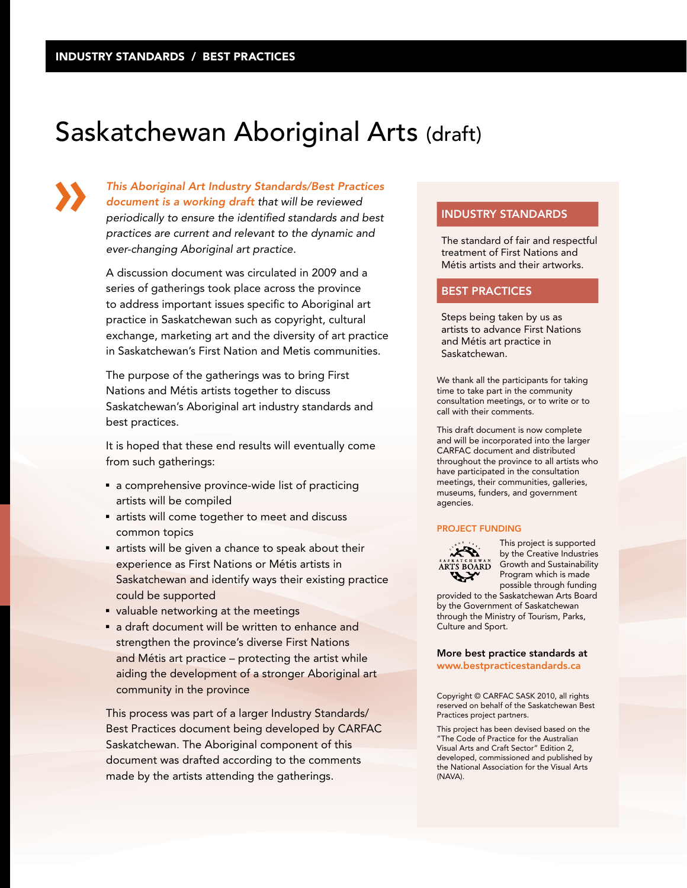INDUSTRY STANDARDS / BEST PRACTICES

# Saskatchewan Aboriginal Arts (draft)

*This Aboriginal Art Industry Standards/Best Practices document is a working draft that will be reviewed periodically to ensure the identified standards and best practices are current and relevant to the dynamic and ever-changing Aboriginal art practice.*

A discussion document was circulated in 2009 and a series of gatherings took place across the province to address important issues specific to Aboriginal art practice in Saskatchewan such as copyright, cultural exchange, marketing art and the diversity of art practice in Saskatchewan's First Nation and Metis communities.

The purpose of the gatherings was to bring First Nations and Métis artists together to discuss Saskatchewan's Aboriginal art industry standards and best practices.

It is hoped that these end results will eventually come from such gatherings:

- a comprehensive province-wide list of practicing artists will be compiled
- artists will come together to meet and discuss common topics
- artists will be given a chance to speak about their experience as First Nations or Métis artists in Saskatchewan and identify ways their existing practice could be supported
- valuable networking at the meetings
- a draft document will be written to enhance and strengthen the province's diverse First Nations and Métis art practice – protecting the artist while aiding the development of a stronger Aboriginal art community in the province

This process was part of a larger Industry Standards/ Best Practices document being developed by CARFAC Saskatchewan. The Aboriginal component of this document was drafted according to the comments made by the artists attending the gatherings.

## INDUSTRY STANDARDS

The standard of fair and respectful treatment of First Nations and Métis artists and their artworks.

## BEST PRACTICES

Steps being taken by us as artists to advance First Nations and Métis art practice in Saskatchewan.

We thank all the participants for taking time to take part in the community consultation meetings, or to write or to call with their comments.

This draft document is now complete and will be incorporated into the larger CARFAC document and distributed throughout the province to all artists who have participated in the consultation meetings, their communities, galleries, museums, funders, and government agencies.

### PROJECT FUNDING

This project is supported by the Creative Industries Growth and Sustainability Program which is made possible through funding provided to the Saskatchewan Arts Board by the Government of Saskatchewan through the Ministry of Tourism, Parks, Culture and Sport.

**More best practice standards at www.bestpracticestandards.ca**

Copyright © CARFAC SASK 2010, all rights reserved on behalf of the Saskatchewan Best Practices project partners.

This project has been devised based on the "The Code of Practice for the Australian Visual Arts and Craft Sector" Edition 2, developed, commissioned and published by the National Association for the Visual Arts (NAVA).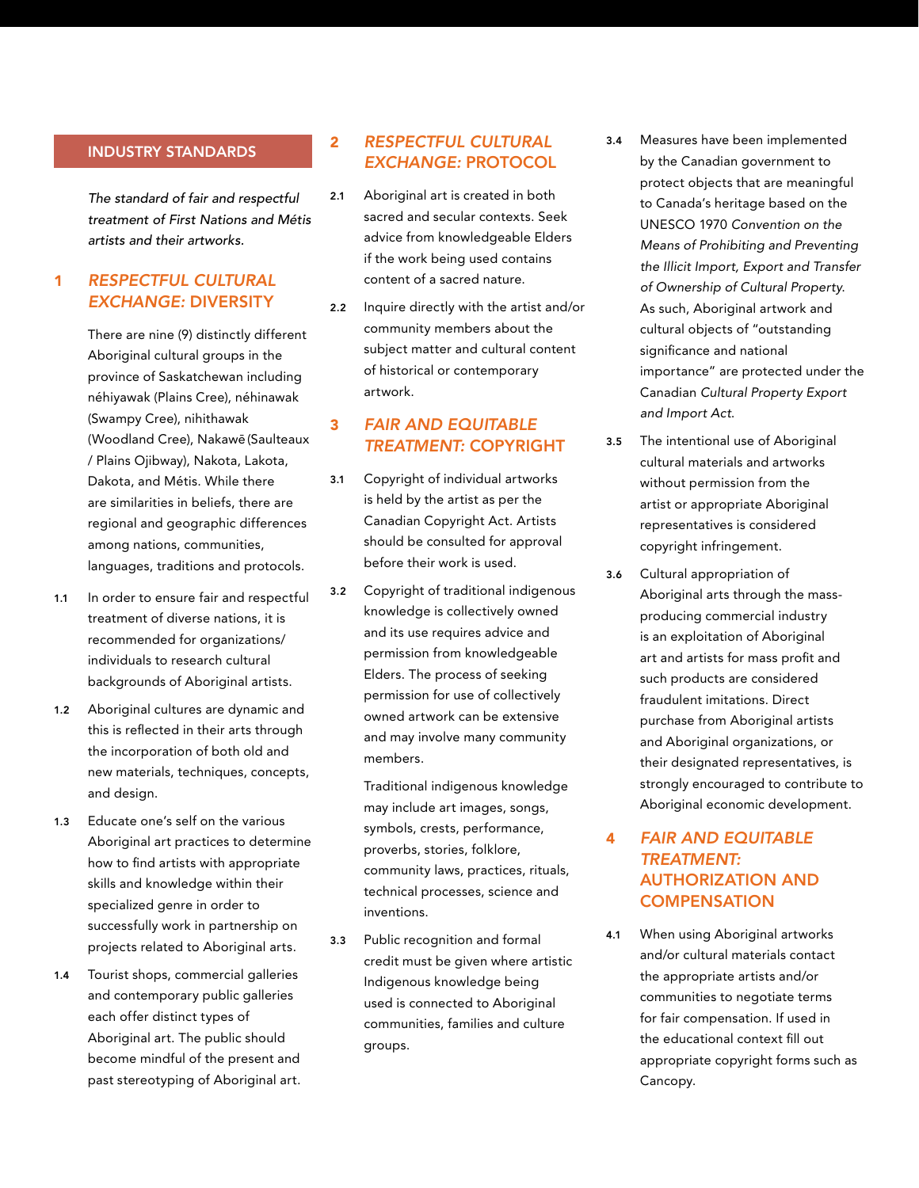## INDUSTRY STANDARDS

*The standard of fair and respectful treatment of First Nations and Métis artists and their artworks.*

### 1 *RESPECTFUL CULTURAL EXCHANGE:* DIVERSITY

There are nine (9) distinctly different Aboriginal cultural groups in the province of Saskatchewan including néhiyawak (Plains Cree), néhinawak (Swampy Cree), nihithawak (Woodland Cree), Nakawē (Saulteaux / Plains Ojibway), Nakota, Lakota, Dakota, and Métis. While there are similarities in beliefs, there are regional and geographic differences among nations, communities, languages, traditions and protocols.

**1.1** In order to ensure fair and respectful treatment of diverse nations, it is recommended for organizations/ individuals to research cultural backgrounds of Aboriginal artists.

**1.2** Aboriginal cultures are dynamic and this is reflected in their arts through the incorporation of both old and new materials, techniques, concepts, and design.

**1.3** Educate one's self on the various Aboriginal art practices to determine how to find artists with appropriate skills and knowledge within their specialized genre in order to successfully work in partnership on projects related to Aboriginal arts.

**1.4** Tourist shops, commercial galleries and contemporary public galleries each offer distinct types of Aboriginal art. The public should become mindful of the present and past stereotyping of Aboriginal art.

### 2 *RESPECTFUL CULTURAL EXCHANGE:* PROTOCOL

**2.1** Aboriginal art is created in both sacred and secular contexts. Seek advice from knowledgeable Elders if the work being used contains content of a sacred nature.

**2.2** Inquire directly with the artist and/or community members about the subject matter and cultural content of historical or contemporary artwork.

### 3 *FAIR AND EQUITABLE TREATMENT:* COPYRIGHT

**3.1** Copyright of individual artworks is held by the artist as per the Canadian Copyright Act. Artists should be consulted for approval before their work is used.

**3.2** Copyright of traditional indigenous knowledge is collectively owned and its use requires advice and permission from knowledgeable Elders. The process of seeking permission for use of collectively owned artwork can be extensive and may involve many community members.

Traditional indigenous knowledge may include art images, songs, symbols, crests, performance, proverbs, stories, folklore, community laws, practices, rituals, technical processes, science and inventions.

**3.3** Public recognition and formal credit must be given where artistic Indigenous knowledge being used is connected to Aboriginal communities, families and culture groups.

**3.4** Measures have been implemented by the Canadian government to protect objects that are meaningful to Canada's heritage based on the UNESCO 1970 *Convention on the Means of Prohibiting and Preventing the Illicit Import, Export and Transfer of Ownership of Cultural Property.* As such, Aboriginal artwork and cultural objects of "outstanding significance and national importance" are protected under the Canadian *Cultural Property Export and Import Act.*

**3.5** The intentional use of Aboriginal cultural materials and artworks without permission from the artist or appropriate Aboriginal representatives is considered copyright infringement.

**3.6** Cultural appropriation of Aboriginal arts through the mass-producing commercial industry is an exploitation of Aboriginal art and artists for mass profit and such products are considered fraudulent imitations. Direct purchase from Aboriginal artists and Aboriginal organizations, or their designated representatives, is strongly encouraged to contribute to Aboriginal economic development.

### 4 *FAIR AND EQUITABLE TREATMENT:* AUTHORIZATION AND COMPENSATION

**4.1** When using Aboriginal artworks and/or cultural materials contact the appropriate artists and/or communities to negotiate terms for fair compensation. If used in the educational context fill out appropriate copyright forms such as Cancopy.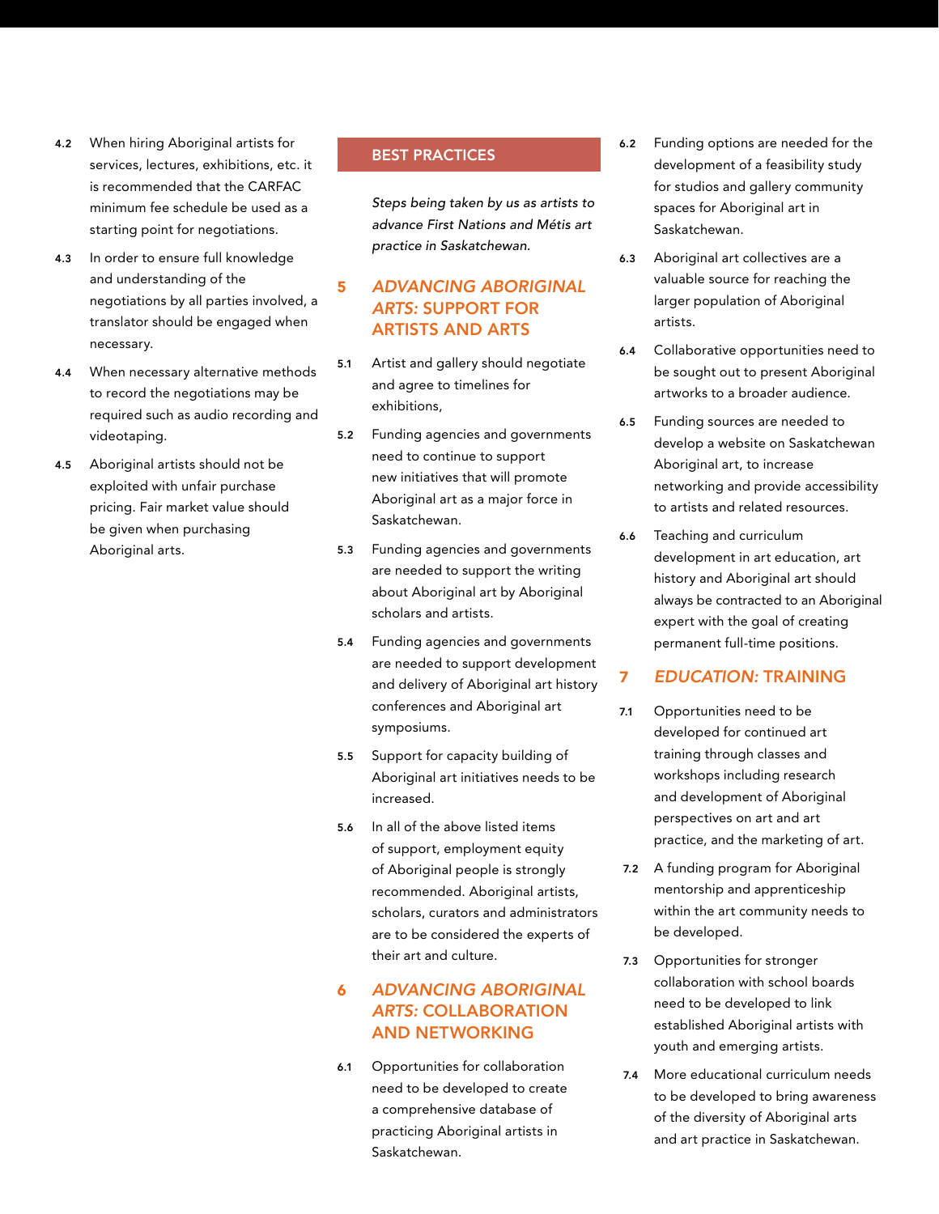**4.2** When hiring Aboriginal artists for services, lectures, exhibitions, etc. it is recommended that the CARFAC minimum fee schedule be used as a starting point for negotiations.

**4.3** In order to ensure full knowledge and understanding of the negotiations by all parties involved, a translator should be engaged when necessary.

**4.4** When necessary alternative methods to record the negotiations may be required such as audio recording and videotaping.

**4.5** Aboriginal artists should not be exploited with unfair purchase pricing. Fair market value should be given when purchasing Aboriginal arts.

## BEST PRACTICES

*Steps being taken by us as artists to advance First Nations and Métis art practice in Saskatchewan.*

## 5 *ADVANCING ABORIGINAL ARTS:* SUPPORT FOR ARTISTS AND ARTS

**5.1** Artist and gallery should negotiate and agree to timelines for exhibitions,

**5.2** Funding agencies and governments need to continue to support new initiatives that will promote Aboriginal art as a major force in Saskatchewan.

**5.3** Funding agencies and governments are needed to support the writing about Aboriginal art by Aboriginal scholars and artists.

**5.4** Funding agencies and governments are needed to support development and delivery of Aboriginal art history conferences and Aboriginal art symposiums.

**5.5** Support for capacity building of Aboriginal art initiatives needs to be increased.

**5.6** In all of the above listed items of support, employment equity of Aboriginal people is strongly recommended. Aboriginal artists, scholars, curators and administrators are to be considered the experts of their art and culture.

## 6 *ADVANCING ABORIGINAL ARTS:* COLLABORATION AND NETWORKING

**6.1** Opportunities for collaboration need to be developed to create a comprehensive database of practicing Aboriginal artists in Saskatchewan.

**6.2** Funding options are needed for the development of a feasibility study for studios and gallery community spaces for Aboriginal art in Saskatchewan.

**6.3** Aboriginal art collectives are a valuable source for reaching the larger population of Aboriginal artists.

**6.4** Collaborative opportunities need to be sought out to present Aboriginal artworks to a broader audience.

**6.5** Funding sources are needed to develop a website on Saskatchewan Aboriginal art, to increase networking and provide accessibility to artists and related resources.

**6.6** Teaching and curriculum development in art education, art history and Aboriginal art should always be contracted to an Aboriginal expert with the goal of creating permanent full-time positions.

## 7 *EDUCATION:* TRAINING

**7.1** Opportunities need to be developed for continued art training through classes and workshops including research and development of Aboriginal perspectives on art and art practice, and the marketing of art.

**7.2** A funding program for Aboriginal mentorship and apprenticeship within the art community needs to be developed.

**7.3** Opportunities for stronger collaboration with school boards need to be developed to link established Aboriginal artists with youth and emerging artists.

**7.4** More educational curriculum needs to be developed to bring awareness of the diversity of Aboriginal arts and art practice in Saskatchewan.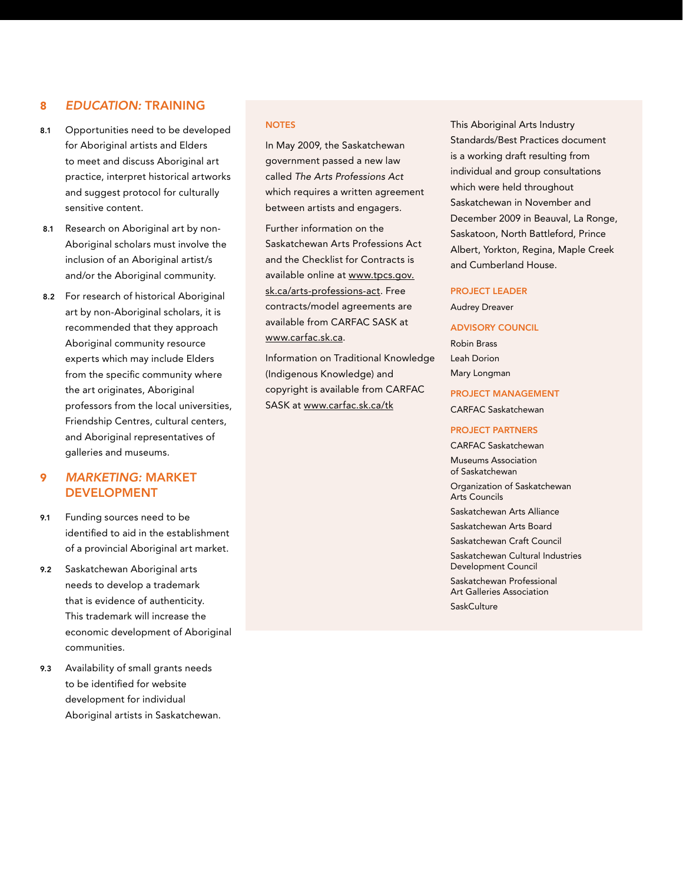## 8 *EDUCATION:* TRAINING

**8.1** Opportunities need to be developed for Aboriginal artists and Elders to meet and discuss Aboriginal art practice, interpret historical artworks and suggest protocol for culturally sensitive content.

**8.1** Research on Aboriginal art by non-Aboriginal scholars must involve the inclusion of an Aboriginal artist/s and/or the Aboriginal community.

**8.2** For research of historical Aboriginal art by non-Aboriginal scholars, it is recommended that they approach Aboriginal community resource experts which may include Elders from the specific community where the art originates, Aboriginal professors from the local universities, Friendship Centres, cultural centers, and Aboriginal representatives of galleries and museums.

## 9 *MARKETING:* MARKET DEVELOPMENT

**9.1** Funding sources need to be identified to aid in the establishment of a provincial Aboriginal art market.

**9.2** Saskatchewan Aboriginal arts needs to develop a trademark that is evidence of authenticity. This trademark will increase the economic development of Aboriginal communities.

**9.3** Availability of small grants needs to be identified for website development for individual Aboriginal artists in Saskatchewan.

### NOTES

In May 2009, the Saskatchewan government passed a new law called *The Arts Professions Act* which requires a written agreement between artists and engagers.

Further information on the Saskatchewan Arts Professions Act and the Checklist for Contracts is available online at www.tpcs.gov.sk.ca/arts-professions-act. Free contracts/model agreements are available from CARFAC SASK at www.carfac.sk.ca.

Information on Traditional Knowledge (Indigenous Knowledge) and copyright is available from CARFAC SASK at www.carfac.sk.ca/tk

This Aboriginal Arts Industry Standards/Best Practices document is a working draft resulting from individual and group consultations which were held throughout Saskatchewan in November and December 2009 in Beauval, La Ronge, Saskatoon, North Battleford, Prince Albert, Yorkton, Regina, Maple Creek and Cumberland House.

### PROJECT LEADER

Audrey Dreaver

### ADVISORY COUNCIL

Robin Brass

Leah Dorion

Mary Longman

### PROJECT MANAGEMENT

CARFAC Saskatchewan

### PROJECT PARTNERS

CARFAC Saskatchewan

Museums Association of Saskatchewan

Organization of Saskatchewan Arts Councils

Saskatchewan Arts Alliance

Saskatchewan Arts Board

Saskatchewan Craft Council

Saskatchewan Cultural Industries Development Council

Saskatchewan Professional Art Galleries Association

SaskCulture